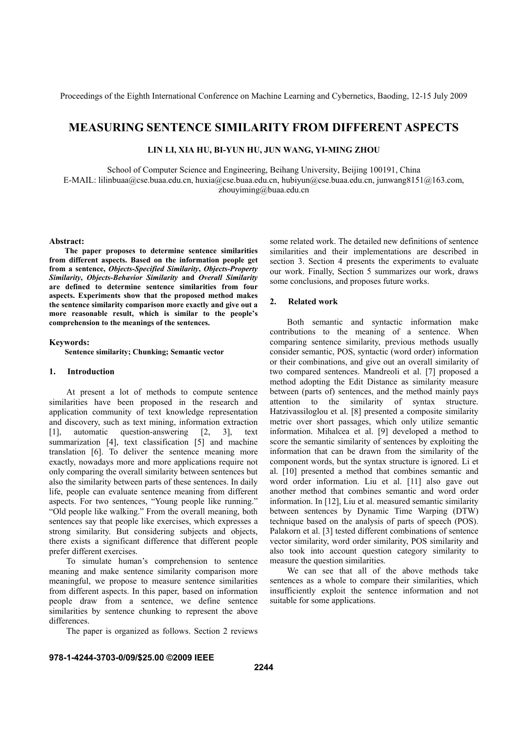# MEASURING SENTENCE SIMILARITY FROM DIFFERENT ASPECTS

**LIN LI, XIA HU, BI-YUN HU, JUN WANG, YI-MING ZHOU**

School of Computer Science and Engineering, Beihang University, Beijing 100191, China
E-MAIL: lilinbuaa@cse.buaa.edu.cn, huxia@cse.buaa.edu.cn, hubiyun@cse.buaa.edu.cn, junwang8151@163.com, zhouyiming@buaa.edu.cn

**Abstract:**

**The paper proposes to determine sentence similarities from different aspects. Based on the information people get from a sentence, *Objects-Specified Similarity*, *Objects-Property Similarity*, *Objects-Behavior Similarity* and *Overall Similarity* are defined to determine sentence similarities from four aspects. Experiments show that the proposed method makes the sentence similarity comparison more exactly and give out a more reasonable result, which is similar to the people's comprehension to the meanings of the sentences.**

**Keywords:**

**Sentence similarity; Chunking; Semantic vector**

## 1. Introduction

At present a lot of methods to compute sentence similarities have been proposed in the research and application community of text knowledge representation and discovery, such as text mining, information extraction [1], automatic question-answering [2, 3], text summarization [4], text classification [5] and machine translation [6]. To deliver the sentence meaning more exactly, nowadays more and more applications require not only comparing the overall similarity between sentences but also the similarity between parts of these sentences. In daily life, people can evaluate sentence meaning from different aspects. For two sentences, "Young people like running." "Old people like walking." From the overall meaning, both sentences say that people like exercises, which expresses a strong similarity. But considering subjects and objects, there exists a significant difference that different people prefer different exercises.

To simulate human's comprehension to sentence meaning and make sentence similarity comparison more meaningful, we propose to measure sentence similarities from different aspects. In this paper, based on information people draw from a sentence, we define sentence similarities by sentence chunking to represent the above differences.

The paper is organized as follows. Section 2 reviews some related work. The detailed new definitions of sentence similarities and their implementations are described in section 3. Section 4 presents the experiments to evaluate our work. Finally, Section 5 summarizes our work, draws some conclusions, and proposes future works.

## 2. Related work

Both semantic and syntactic information make contributions to the meaning of a sentence. When comparing sentence similarity, previous methods usually consider semantic, POS, syntactic (word order) information or their combinations, and give out an overall similarity of two compared sentences. Mandreoli et al. [7] proposed a method adopting the Edit Distance as similarity measure between (parts of) sentences, and the method mainly pays attention to the similarity of syntax structure. Hatzivassiloglou et al. [8] presented a composite similarity metric over short passages, which only utilize semantic information. Mihalcea et al. [9] developed a method to score the semantic similarity of sentences by exploiting the information that can be drawn from the similarity of the component words, but the syntax structure is ignored. Li et al. [10] presented a method that combines semantic and word order information. Liu et al. [11] also gave out another method that combines semantic and word order information. In [12], Liu et al. measured semantic similarity between sentences by Dynamic Time Warping (DTW) technique based on the analysis of parts of speech (POS). Palakorn et al. [3] tested different combinations of sentence vector similarity, word order similarity, POS similarity and also took into account question category similarity to measure the question similarities.

We can see that all of the above methods take sentences as a whole to compare their similarities, which insufficiently exploit the sentence information and not suitable for some applications.

**978-1-4244-3703-0/09/$25.00 ©2009 IEEE**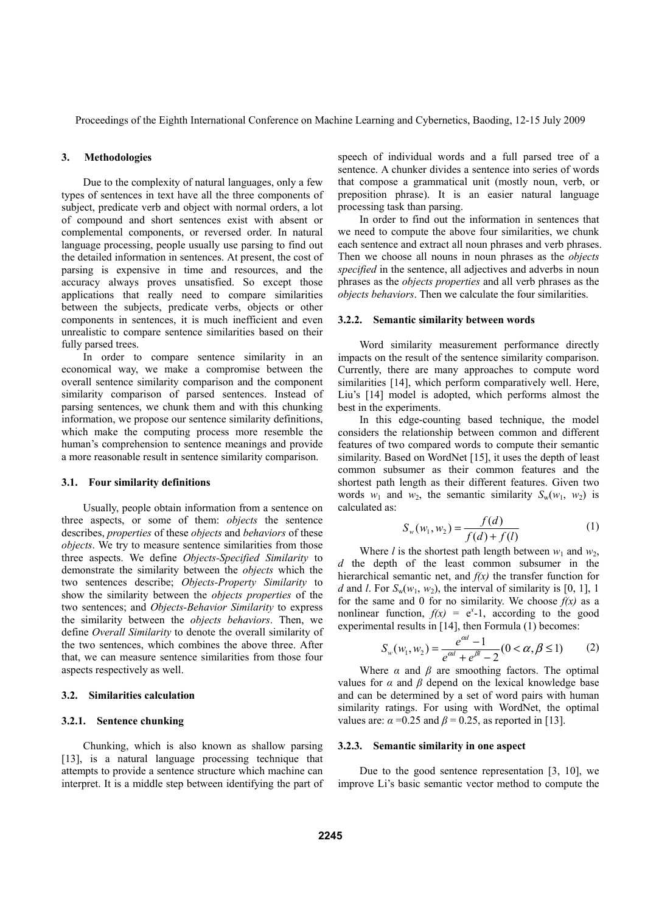## 3. Methodologies

Due to the complexity of natural languages, only a few types of sentences in text have all the three components of subject, predicate verb and object with normal orders, a lot of compound and short sentences exist with absent or complemental components, or reversed order. In natural language processing, people usually use parsing to find out the detailed information in sentences. At present, the cost of parsing is expensive in time and resources, and the accuracy always proves unsatisfied. So except those applications that really need to compare similarities between the subjects, predicate verbs, objects or other components in sentences, it is much inefficient and even unrealistic to compare sentence similarities based on their fully parsed trees.

In order to compare sentence similarity in an economical way, we make a compromise between the overall sentence similarity comparison and the component similarity comparison of parsed sentences. Instead of parsing sentences, we chunk them and with this chunking information, we propose our sentence similarity definitions, which make the computing process more resemble the human's comprehension to sentence meanings and provide a more reasonable result in sentence similarity comparison.

### 3.1. Four similarity definitions

Usually, people obtain information from a sentence on three aspects, or some of them: *objects* the sentence describes, *properties* of these *objects* and *behaviors* of these *objects*. We try to measure sentence similarities from those three aspects. We define *Objects-Specified Similarity* to demonstrate the similarity between the *objects* which the two sentences describe; *Objects-Property Similarity* to show the similarity between the *objects properties* of the two sentences; and *Objects-Behavior Similarity* to express the similarity between the *objects behaviors*. Then, we define *Overall Similarity* to denote the overall similarity of the two sentences, which combines the above three. After that, we can measure sentence similarities from those four aspects respectively as well.

### 3.2. Similarities calculation

#### 3.2.1. Sentence chunking

Chunking, which is also known as shallow parsing [13], is a natural language processing technique that attempts to provide a sentence structure which machine can interpret. It is a middle step between identifying the part of speech of individual words and a full parsed tree of a sentence. A chunker divides a sentence into series of words that compose a grammatical unit (mostly noun, verb, or preposition phrase). It is an easier natural language processing task than parsing.

In order to find out the information in sentences that we need to compute the above four similarities, we chunk each sentence and extract all noun phrases and verb phrases. Then we choose all nouns in noun phrases as the *objects specified* in the sentence, all adjectives and adverbs in noun phrases as the *objects properties* and all verb phrases as the *objects behaviors*. Then we calculate the four similarities.

#### 3.2.2. Semantic similarity between words

Word similarity measurement performance directly impacts on the result of the sentence similarity comparison. Currently, there are many approaches to compute word similarities [14], which perform comparatively well. Here, Liu's [14] model is adopted, which performs almost the best in the experiments.

In this edge-counting based technique, the model considers the relationship between common and different features of two compared words to compute their semantic similarity. Based on WordNet [15], it uses the depth of least common subsumer as their common features and the shortest path length as their different features. Given two words $w_1$ and $w_2$, the semantic similarity $S_w(w_1, w_2)$ is calculated as:

$$S_w(w_1, w_2) = \frac{f(d)}{f(d) + f(l)} \tag{1}$$

Where $l$ is the shortest path length between $w_1$ and $w_2$, $d$ the depth of the least common subsumer in the hierarchical semantic net, and $f(x)$ the transfer function for $d$ and $l$. For $S_w(w_1, w_2)$, the interval of similarity is [0, 1], 1 for the same and 0 for no similarity. We choose $f(x)$ as a nonlinear function, $f(x) = e^x$-1, according to the good experimental results in [14], then Formula (1) becomes:

$$S_w(w_1, w_2) = \frac{e^{\alpha d} - 1}{e^{\alpha d} + e^{\beta l} - 2} (0 < \alpha, \beta \leq 1) \tag{2}$$

Where $\alpha$ and $\beta$ are smoothing factors. The optimal values for $\alpha$ and $\beta$ depend on the lexical knowledge base and can be determined by a set of word pairs with human similarity ratings. For using with WordNet, the optimal values are: $\alpha$ =0.25 and $\beta$ = 0.25, as reported in [13].

#### 3.2.3. Semantic similarity in one aspect

Due to the good sentence representation [3, 10], we improve Li's basic semantic vector method to compute the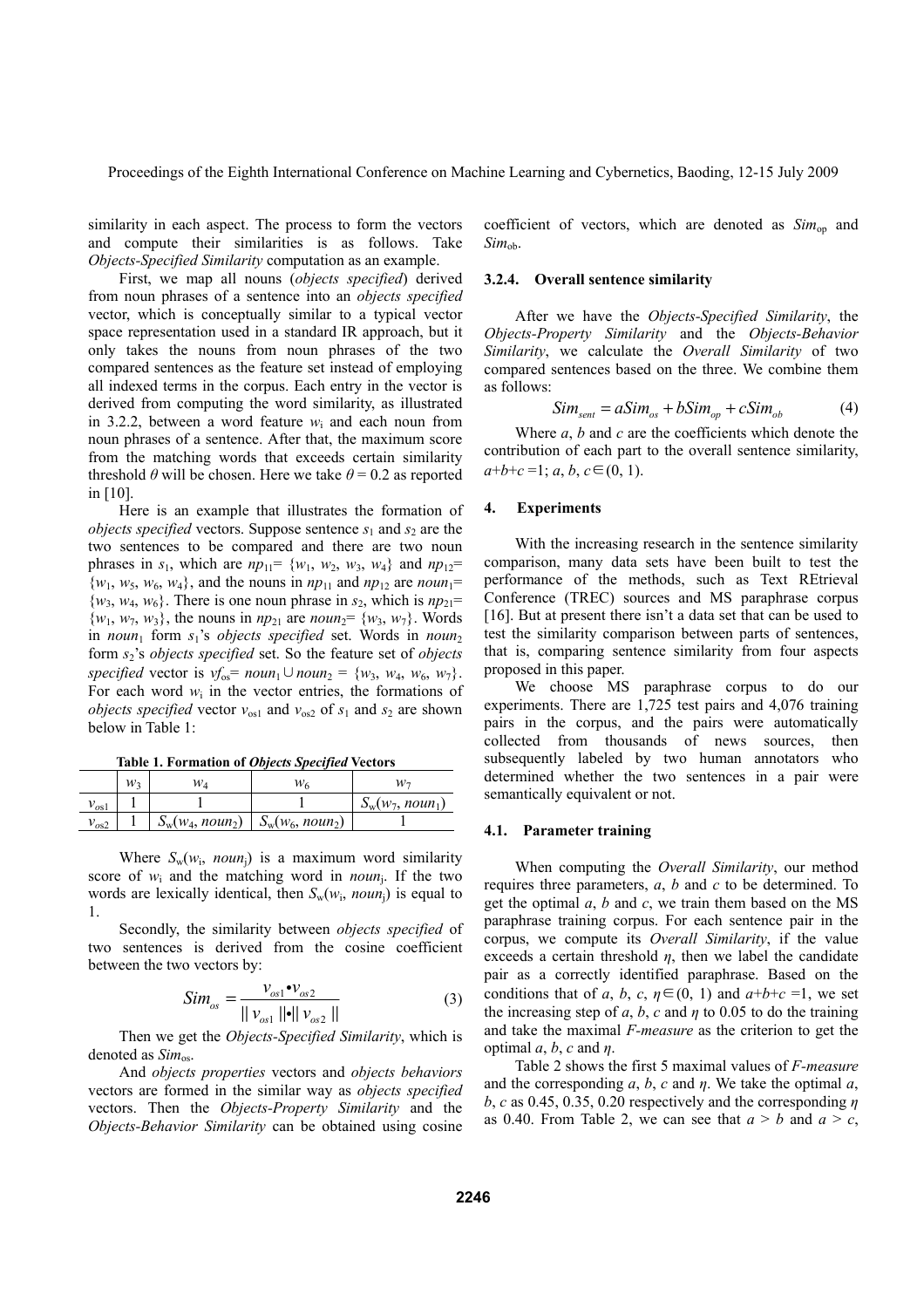similarity in each aspect. The process to form the vectors and compute their similarities is as follows. Take *Objects-Specified Similarity* computation as an example.

First, we map all nouns (*objects specified*) derived from noun phrases of a sentence into an *objects specified* vector, which is conceptually similar to a typical vector space representation used in a standard IR approach, but it only takes the nouns from noun phrases of the two compared sentences as the feature set instead of employing all indexed terms in the corpus. Each entry in the vector is derived from computing the word similarity, as illustrated in 3.2.2, between a word feature $w_i$ and each noun from noun phrases of a sentence. After that, the maximum score from the matching words that exceeds certain similarity threshold $\theta$ will be chosen. Here we take $\theta = 0.2$ as reported in [10].

Here is an example that illustrates the formation of *objects specified* vectors. Suppose sentence $s_1$ and $s_2$ are the two sentences to be compared and there are two noun phrases in $s_1$, which are $np_{11}= \{w_1, w_2, w_3, w_4\}$ and $np_{12}= \{w_1, w_5, w_6, w_4\}$, and the nouns in $np_{11}$ and $np_{12}$ are $noun_1= \{w_3, w_4, w_6\}$. There is one noun phrase in $s_2$, which is $np_{21}= \{w_1, w_7, w_3\}$, the nouns in $np_{21}$ are $noun_2= \{w_3, w_7\}$. Words in $noun_1$ form $s_1$'s *objects specified* set. Words in $noun_2$ form $s_2$'s *objects specified* set. So the feature set of *objects specified* vector is $vf_{os}= noun_1 \cup noun_2 = \{w_3, w_4, w_6, w_7\}$. For each word $w_i$ in the vector entries, the formations of *objects specified* vector $v_{os1}$ and $v_{os2}$ of $s_1$ and $s_2$ are shown below in Table 1:

**Table 1. Formation of *Objects Specified* Vectors**

| | $w_3$ | $w_4$ | $w_6$ | $w_7$ |
|---|---|---|---|---|
| $v_{os1}$ | 1 | 1 | 1 | $S_w(w_7, noun_1)$ |
| $v_{os2}$ | 1 | $S_w(w_4, noun_2)$ | $S_w(w_6, noun_2)$ | 1 |

Where $S_w(w_i, noun_j)$ is a maximum word similarity score of $w_i$ and the matching word in $noun_j$. If the two words are lexically identical, then $S_w(w_i, noun_j)$ is equal to 1.

Secondly, the similarity between *objects specified* of two sentences is derived from the cosine coefficient between the two vectors by:

$$Sim_{os} = \frac{v_{os1} \bullet v_{os2}}{\| v_{os1} \| \bullet \| v_{os2} \|} \tag{3}$$

Then we get the *Objects-Specified Similarity*, which is denoted as $Sim_{os}$.

And *objects properties* vectors and *objects behaviors* vectors are formed in the similar way as *objects specified* vectors. Then the *Objects-Property Similarity* and the *Objects-Behavior Similarity* can be obtained using cosine coefficient of vectors, which are denoted as $Sim_{op}$ and $Sim_{ob}$.

#### 3.2.4. Overall sentence similarity

After we have the *Objects-Specified Similarity*, the *Objects-Property Similarity* and the *Objects-Behavior Similarity*, we calculate the *Overall Similarity* of two compared sentences based on the three. We combine them as follows:

$$Sim_{sent} = aSim_{os} + bSim_{op} + cSim_{ob} \tag{4}$$

Where $a$, $b$ and $c$ are the coefficients which denote the contribution of each part to the overall sentence similarity, $a+b+c=1$; $a, b, c \in (0, 1)$.

## 4. Experiments

With the increasing research in the sentence similarity comparison, many data sets have been built to test the performance of the methods, such as Text REtrieval Conference (TREC) sources and MS paraphrase corpus [16]. But at present there isn't a data set that can be used to test the similarity comparison between parts of sentences, that is, comparing sentence similarity from four aspects proposed in this paper.

We choose MS paraphrase corpus to do our experiments. There are 1,725 test pairs and 4,076 training pairs in the corpus, and the pairs were automatically collected from thousands of news sources, then subsequently labeled by two human annotators who determined whether the two sentences in a pair were semantically equivalent or not.

### 4.1. Parameter training

When computing the *Overall Similarity*, our method requires three parameters, $a$, $b$ and $c$ to be determined. To get the optimal $a$, $b$ and $c$, we train them based on the MS paraphrase training corpus. For each sentence pair in the corpus, we compute its *Overall Similarity*, if the value exceeds a certain threshold $\eta$, then we label the candidate pair as a correctly identified paraphrase. Based on the conditions that of $a, b, c, \eta \in (0, 1)$ and $a+b+c=1$, we set the increasing step of $a$, $b$, $c$ and $\eta$ to 0.05 to do the training and take the maximal *F-measure* as the criterion to get the optimal $a$, $b$, $c$ and $\eta$.

Table 2 shows the first 5 maximal values of *F-measure* and the corresponding $a$, $b$, $c$ and $\eta$. We take the optimal $a$, $b$, $c$ as 0.45, 0.35, 0.20 respectively and the corresponding $\eta$ as 0.40. From Table 2, we can see that $a > b$ and $a > c$,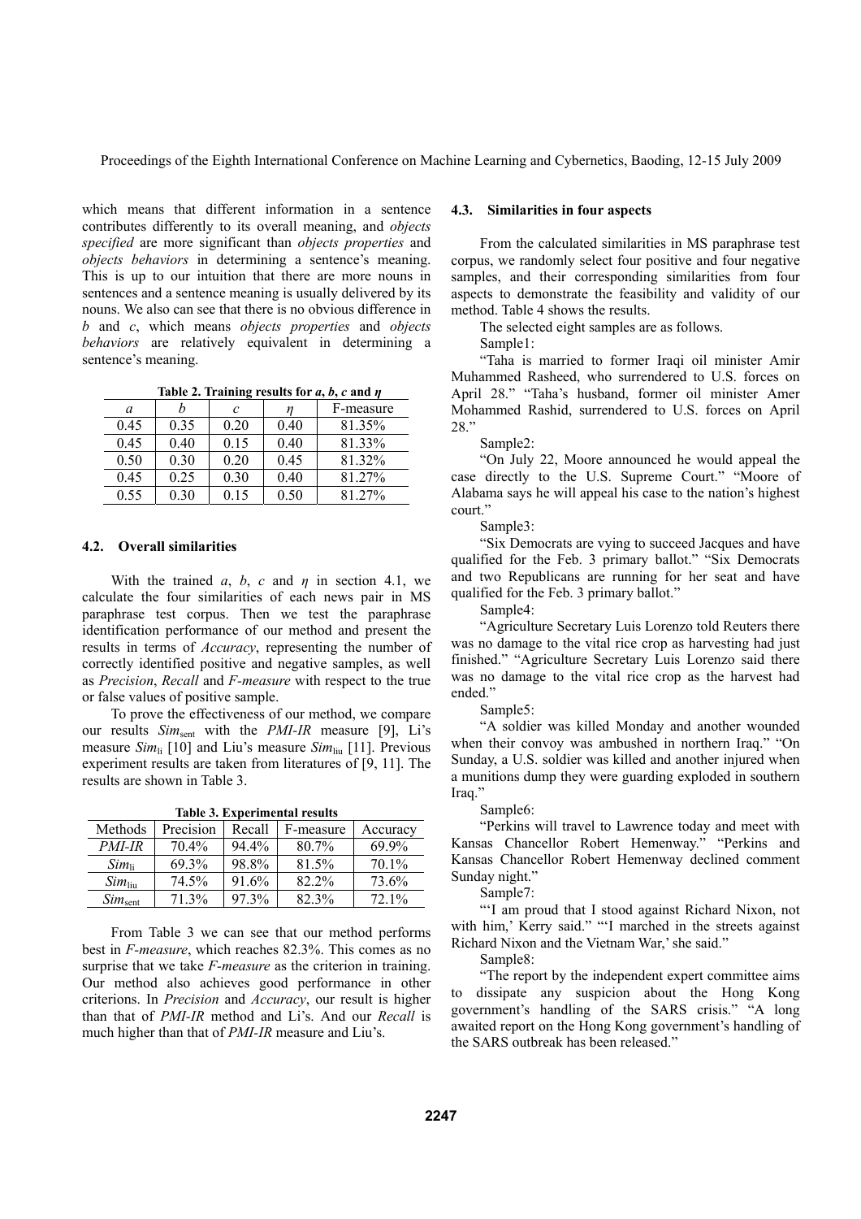which means that different information in a sentence contributes differently to its overall meaning, and *objects specified* are more significant than *objects properties* and *objects behaviors* in determining a sentence's meaning. This is up to our intuition that there are more nouns in sentences and a sentence meaning is usually delivered by its nouns. We also can see that there is no obvious difference in $b$ and $c$, which means *objects properties* and *objects behaviors* are relatively equivalent in determining a sentence's meaning.

**Table 2. Training results for *a*, *b*, *c* and *η***

| $a$ | $b$ | $c$ | $\eta$ | F-measure |
|---|---|---|---|---|
| 0.45 | 0.35 | 0.20 | 0.40 | 81.35% |
| 0.45 | 0.40 | 0.15 | 0.40 | 81.33% |
| 0.50 | 0.30 | 0.20 | 0.45 | 81.32% |
| 0.45 | 0.25 | 0.30 | 0.40 | 81.27% |
| 0.55 | 0.30 | 0.15 | 0.50 | 81.27% |

### 4.2. Overall similarities

With the trained $a$, $b$, $c$ and $\eta$ in section 4.1, we calculate the four similarities of each news pair in MS paraphrase test corpus. Then we test the paraphrase identification performance of our method and present the results in terms of *Accuracy*, representing the number of correctly identified positive and negative samples, as well as *Precision*, *Recall* and *F-measure* with respect to the true or false values of positive sample.

To prove the effectiveness of our method, we compare our results $Sim_{\text{sent}}$ with the *PMI-IR* measure [9], Li's measure $Sim_{\text{li}}$ [10] and Liu's measure $Sim_{\text{liu}}$ [11]. Previous experiment results are taken from literatures of [9, 11]. The results are shown in Table 3.

**Table 3. Experimental results**

| Methods | Precision | Recall | F-measure | Accuracy |
|---|---|---|---|---|
| *PMI-IR* | 70.4% | 94.4% | 80.7% | 69.9% |
| $Sim_{\text{li}}$ | 69.3% | 98.8% | 81.5% | 70.1% |
| $Sim_{\text{liu}}$ | 74.5% | 91.6% | 82.2% | 73.6% |
| $Sim_{\text{sent}}$ | 71.3% | 97.3% | 82.3% | 72.1% |

From Table 3 we can see that our method performs best in *F-measure*, which reaches 82.3%. This comes as no surprise that we take *F-measure* as the criterion in training. Our method also achieves good performance in other criterions. In *Precision* and *Accuracy*, our result is higher than that of *PMI-IR* method and Li's. And our *Recall* is much higher than that of *PMI-IR* measure and Liu's.

### 4.3. Similarities in four aspects

From the calculated similarities in MS paraphrase test corpus, we randomly select four positive and four negative samples, and their corresponding similarities from four aspects to demonstrate the feasibility and validity of our method. Table 4 shows the results.

The selected eight samples are as follows.

Sample1:

"Taha is married to former Iraqi oil minister Amir Muhammed Rasheed, who surrendered to U.S. forces on April 28." "Taha's husband, former oil minister Amer Mohammed Rashid, surrendered to U.S. forces on April 28."

Sample2:

"On July 22, Moore announced he would appeal the case directly to the U.S. Supreme Court." "Moore of Alabama says he will appeal his case to the nation's highest court."

Sample3:

"Six Democrats are vying to succeed Jacques and have qualified for the Feb. 3 primary ballot." "Six Democrats and two Republicans are running for her seat and have qualified for the Feb. 3 primary ballot."

Sample4:

"Agriculture Secretary Luis Lorenzo told Reuters there was no damage to the vital rice crop as harvesting had just finished." "Agriculture Secretary Luis Lorenzo said there was no damage to the vital rice crop as the harvest had ended."

Sample5:

"A soldier was killed Monday and another wounded when their convoy was ambushed in northern Iraq." "On Sunday, a U.S. soldier was killed and another injured when a munitions dump they were guarding exploded in southern Iraq."

Sample6:

"Perkins will travel to Lawrence today and meet with Kansas Chancellor Robert Hemenway." "Perkins and Kansas Chancellor Robert Hemenway declined comment Sunday night."

Sample7:

"'I am proud that I stood against Richard Nixon, not with him,' Kerry said." "'I marched in the streets against Richard Nixon and the Vietnam War,' she said."

Sample8:

"The report by the independent expert committee aims to dissipate any suspicion about the Hong Kong government's handling of the SARS crisis." "A long awaited report on the Hong Kong government's handling of the SARS outbreak has been released."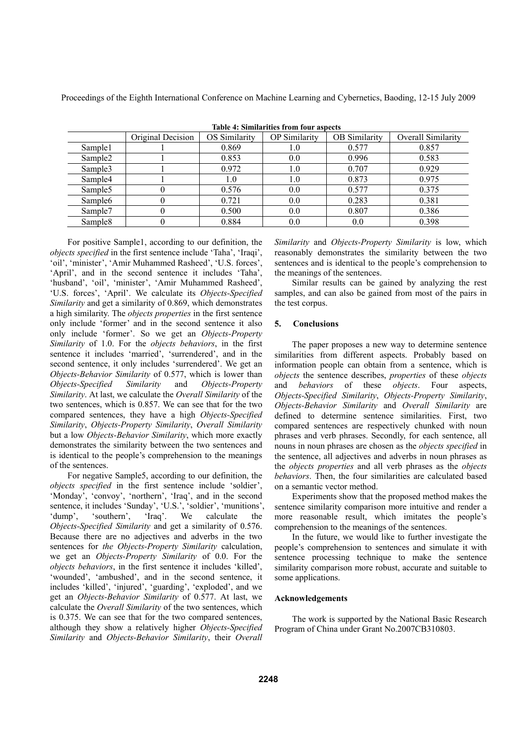**Table 4: Similarities from four aspects**

| | Original Decision | OS Similarity | OP Similarity | OB Similarity | Overall Similarity |
|---|---|---|---|---|---|
| Sample1 | 1 | 0.869 | 1.0 | 0.577 | 0.857 |
| Sample2 | 1 | 0.853 | 0.0 | 0.996 | 0.583 |
| Sample3 | 1 | 0.972 | 1.0 | 0.707 | 0.929 |
| Sample4 | 1 | 1.0 | 1.0 | 0.873 | 0.975 |
| Sample5 | 0 | 0.576 | 0.0 | 0.577 | 0.375 |
| Sample6 | 0 | 0.721 | 0.0 | 0.283 | 0.381 |
| Sample7 | 0 | 0.500 | 0.0 | 0.807 | 0.386 |
| Sample8 | 0 | 0.884 | 0.0 | 0.0 | 0.398 |

For positive Sample1, according to our definition, the *objects specified* in the first sentence include 'Taha', 'Iraqi', 'oil', 'minister', 'Amir Muhammed Rasheed', 'U.S. forces', 'April', and in the second sentence it includes 'Taha', 'husband', 'oil', 'minister', 'Amir Muhammed Rasheed', 'U.S. forces', 'April'. We calculate its *Objects-Specified Similarity* and get a similarity of 0.869, which demonstrates a high similarity. The *objects properties* in the first sentence only include 'former' and in the second sentence it also only include 'former'. So we get an *Objects-Property Similarity* of 1.0. For the *objects behaviors*, in the first sentence it includes 'married', 'surrendered', and in the second sentence, it only includes 'surrendered'. We get an *Objects-Behavior Similarity* of 0.577, which is lower than *Objects-Specified Similarity* and *Objects-Property Similarity*. At last, we calculate the *Overall Similarity* of the two sentences, which is 0.857. We can see that for the two compared sentences, they have a high *Objects-Specified Similarity*, *Objects-Property Similarity*, *Overall Similarity* but a low *Objects-Behavior Similarity*, which more exactly demonstrates the similarity between the two sentences and is identical to the people's comprehension to the meanings of the sentences.

For negative Sample5, according to our definition, the *objects specified* in the first sentence include 'soldier', 'Monday', 'convoy', 'northern', 'Iraq', and in the second sentence, it includes 'Sunday', 'U.S.', 'soldier', 'munitions', 'dump', 'southern', 'Iraq'. We calculate the *Objects-Specified Similarity* and get a similarity of 0.576. Because there are no adjectives and adverbs in the two sentences for *the Objects-Property Similarity* calculation, we get an *Objects-Property Similarity* of 0.0. For the *objects behaviors*, in the first sentence it includes 'killed', 'wounded', 'ambushed', and in the second sentence, it includes 'killed', 'injured', 'guarding', 'exploded', and we get an *Objects-Behavior Similarity* of 0.577. At last, we calculate the *Overall Similarity* of the two sentences, which is 0.375. We can see that for the two compared sentences, although they show a relatively higher *Objects-Specified Similarity* and *Objects-Behavior Similarity*, their *Overall Similarity* and *Objects-Property Similarity* is low, which reasonably demonstrates the similarity between the two sentences and is identical to the people's comprehension to the meanings of the sentences.

Similar results can be gained by analyzing the rest samples, and can also be gained from most of the pairs in the test corpus.

## 5. Conclusions

The paper proposes a new way to determine sentence similarities from different aspects. Probably based on information people can obtain from a sentence, which is *objects* the sentence describes, *properties* of these *objects* and *behaviors* of these *objects*. Four aspects, *Objects-Specified Similarity*, *Objects-Property Similarity*, *Objects-Behavior Similarity* and *Overall Similarity* are defined to determine sentence similarities. First, two compared sentences are respectively chunked with noun phrases and verb phrases. Secondly, for each sentence, all nouns in noun phrases are chosen as the *objects specified* in the sentence, all adjectives and adverbs in noun phrases as the *objects properties* and all verb phrases as the *objects behaviors*. Then, the four similarities are calculated based on a semantic vector method.

Experiments show that the proposed method makes the sentence similarity comparison more intuitive and render a more reasonable result, which imitates the people's comprehension to the meanings of the sentences.

In the future, we would like to further investigate the people's comprehension to sentences and simulate it with sentence processing technique to make the sentence similarity comparison more robust, accurate and suitable to some applications.

## Acknowledgements

The work is supported by the National Basic Research Program of China under Grant No.2007CB310803.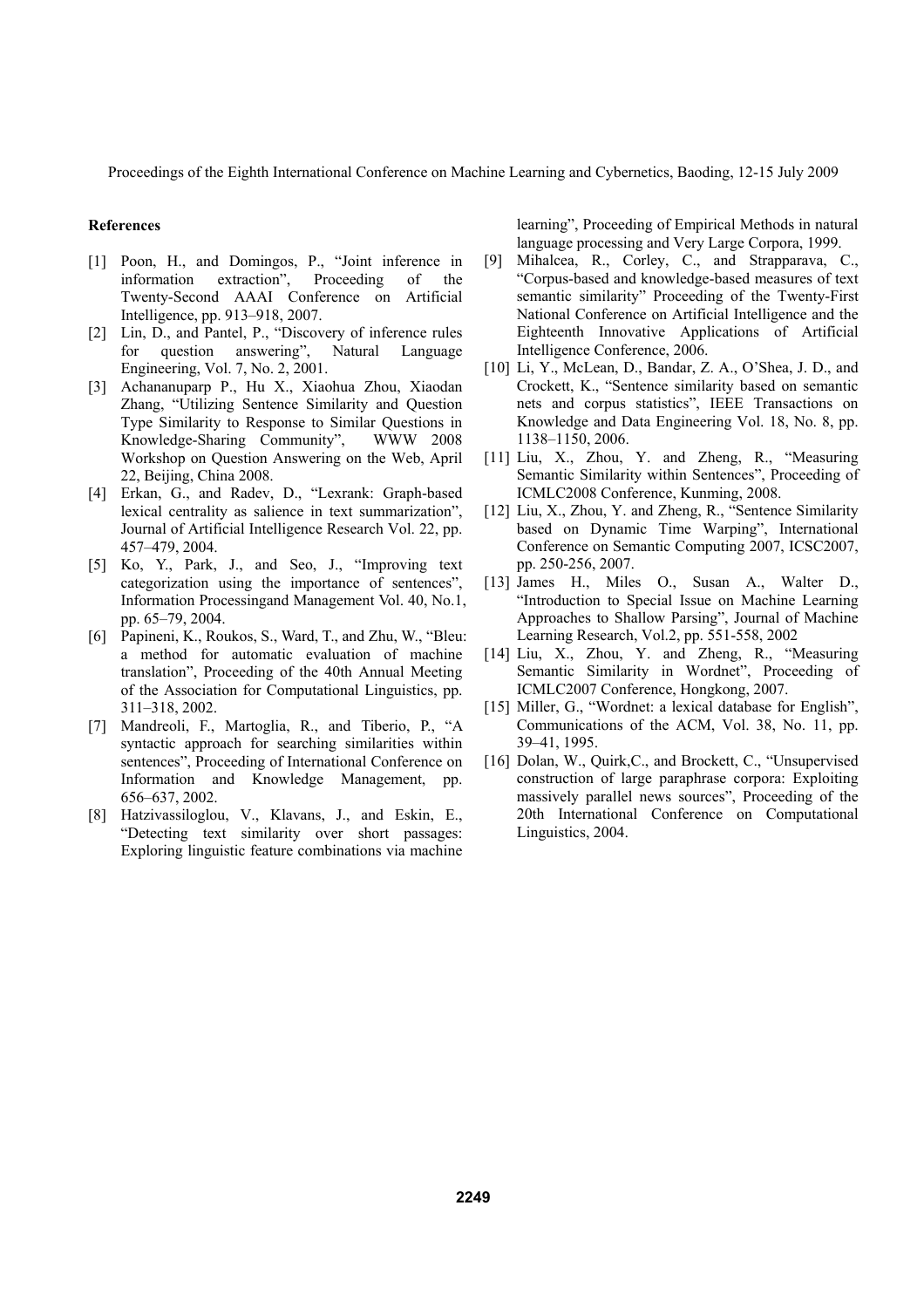### References

[1] Poon, H., and Domingos, P., "Joint inference in information extraction", Proceeding of the Twenty-Second AAAI Conference on Artificial Intelligence, pp. 913–918, 2007.

[2] Lin, D., and Pantel, P., "Discovery of inference rules for question answering", Natural Language Engineering, Vol. 7, No. 2, 2001.

[3] Achananuparp P., Hu X., Xiaohua Zhou, Xiaodan Zhang, "Utilizing Sentence Similarity and Question Type Similarity to Response to Similar Questions in Knowledge-Sharing Community", WWW 2008 Workshop on Question Answering on the Web, April 22, Beijing, China 2008.

[4] Erkan, G., and Radev, D., "Lexrank: Graph-based lexical centrality as salience in text summarization", Journal of Artificial Intelligence Research Vol. 22, pp. 457–479, 2004.

[5] Ko, Y., Park, J., and Seo, J., "Improving text categorization using the importance of sentences", Information Processingand Management Vol. 40, No.1, pp. 65–79, 2004.

[6] Papineni, K., Roukos, S., Ward, T., and Zhu, W., "Bleu: a method for automatic evaluation of machine translation", Proceeding of the 40th Annual Meeting of the Association for Computational Linguistics, pp. 311–318, 2002.

[7] Mandreoli, F., Martoglia, R., and Tiberio, P., "A syntactic approach for searching similarities within sentences", Proceeding of International Conference on Information and Knowledge Management, pp. 656–637, 2002.

[8] Hatzivassiloglou, V., Klavans, J., and Eskin, E., "Detecting text similarity over short passages: Exploring linguistic feature combinations via machine learning", Proceeding of Empirical Methods in natural language processing and Very Large Corpora, 1999.

[9] Mihalcea, R., Corley, C., and Strapparava, C., "Corpus-based and knowledge-based measures of text semantic similarity" Proceeding of the Twenty-First National Conference on Artificial Intelligence and the Eighteenth Innovative Applications of Artificial Intelligence Conference, 2006.

[10] Li, Y., McLean, D., Bandar, Z. A., O'Shea, J. D., and Crockett, K., "Sentence similarity based on semantic nets and corpus statistics", IEEE Transactions on Knowledge and Data Engineering Vol. 18, No. 8, pp. 1138–1150, 2006.

[11] Liu, X., Zhou, Y. and Zheng, R., "Measuring Semantic Similarity within Sentences", Proceeding of ICMLC2008 Conference, Kunming, 2008.

[12] Liu, X., Zhou, Y. and Zheng, R., "Sentence Similarity based on Dynamic Time Warping", International Conference on Semantic Computing 2007, ICSC2007, pp. 250-256, 2007.

[13] James H., Miles O., Susan A., Walter D., "Introduction to Special Issue on Machine Learning Approaches to Shallow Parsing", Journal of Machine Learning Research, Vol.2, pp. 551-558, 2002

[14] Liu, X., Zhou, Y. and Zheng, R., "Measuring Semantic Similarity in Wordnet", Proceeding of ICMLC2007 Conference, Hongkong, 2007.

[15] Miller, G., "Wordnet: a lexical database for English", Communications of the ACM, Vol. 38, No. 11, pp. 39–41, 1995.

[16] Dolan, W., Quirk,C., and Brockett, C., "Unsupervised construction of large paraphrase corpora: Exploiting massively parallel news sources", Proceeding of the 20th International Conference on Computational Linguistics, 2004.